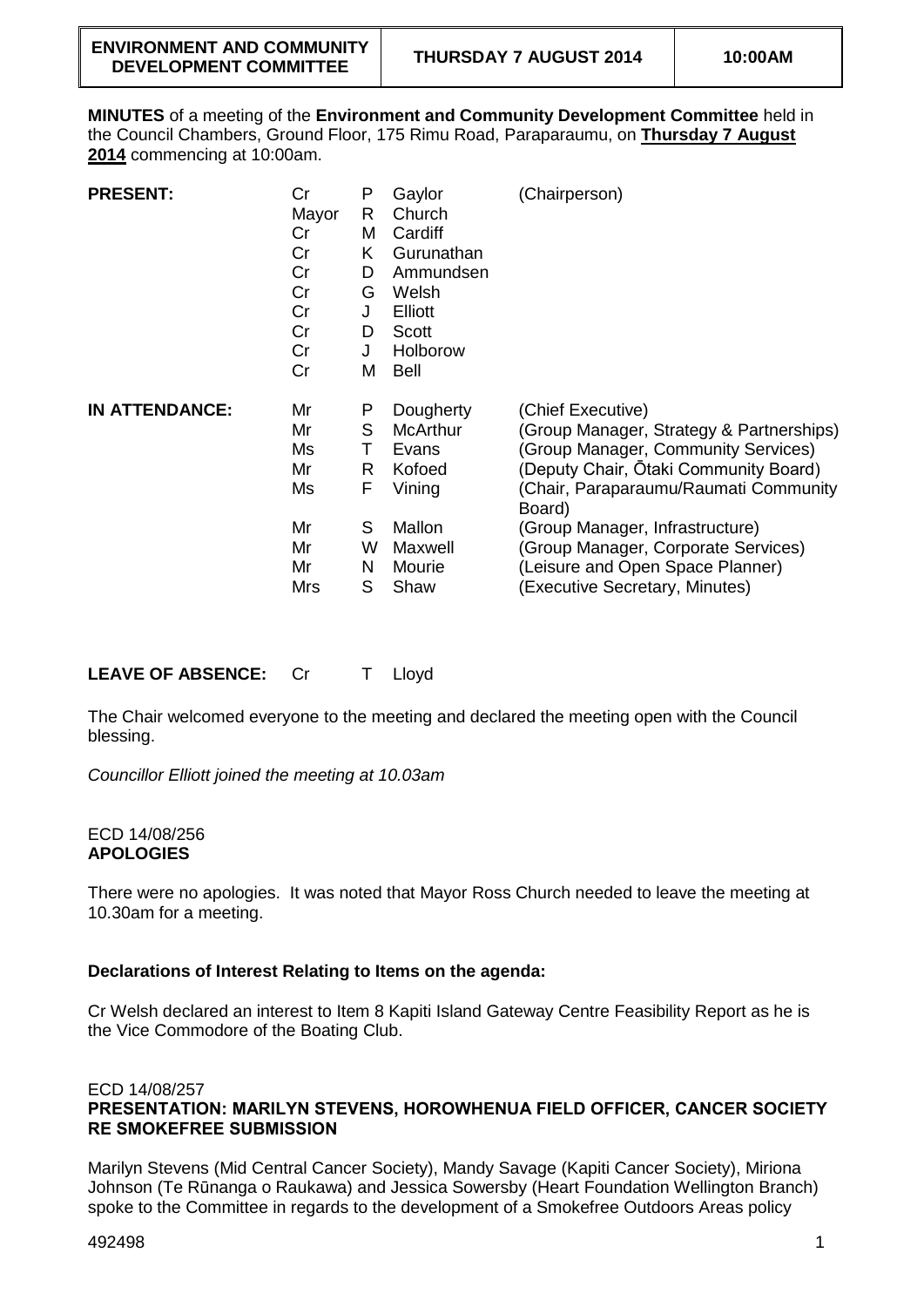| ENVIRONMENT AND COMMUNITY DEVELOPMENT COMMITTEE | THURSDAY 7 AUGUST 2014 | 10:00AM |
| --- | --- | --- |

**MINUTES** of a meeting of the **Environment and Community Development Committee** held in the Council Chambers, Ground Floor, 175 Rimu Road, Paraparaumu, on **Thursday 7 August 2014** commencing at 10:00am.

| | | | | |
| --- | --- | --- | --- | --- |
| **PRESENT:** | Cr | P | Gaylor | (Chairperson) |
| | Mayor | R | Church | |
| | Cr | M | Cardiff | |
| | Cr | K | Gurunathan | |
| | Cr | D | Ammundsen | |
| | Cr | G | Welsh | |
| | Cr | J | Elliott | |
| | Cr | D | Scott | |
| | Cr | J | Holborow | |
| | Cr | M | Bell | |
| **IN ATTENDANCE:** | Mr | P | Dougherty | (Chief Executive) |
| | Mr | S | McArthur | (Group Manager, Strategy & Partnerships) |
| | Ms | T | Evans | (Group Manager, Community Services) |
| | Mr | R | Kofoed | (Deputy Chair, Ōtaki Community Board) |
| | Ms | F | Vining | (Chair, Paraparaumu/Raumati Community Board) |
| | Mr | S | Mallon | (Group Manager, Infrastructure) |
| | Mr | W | Maxwell | (Group Manager, Corporate Services) |
| | Mr | N | Mourie | (Leisure and Open Space Planner) |
| | Mrs | S | Shaw | (Executive Secretary, Minutes) |

**LEAVE OF ABSENCE:** Cr T Lloyd

The Chair welcomed everyone to the meeting and declared the meeting open with the Council blessing.

*Councillor Elliott joined the meeting at 10.03am*

ECD 14/08/256
**APOLOGIES**

There were no apologies. It was noted that Mayor Ross Church needed to leave the meeting at 10.30am for a meeting.

**Declarations of Interest Relating to Items on the agenda:**

Cr Welsh declared an interest to Item 8 Kapiti Island Gateway Centre Feasibility Report as he is the Vice Commodore of the Boating Club.

ECD 14/08/257
**PRESENTATION: MARILYN STEVENS, HOROWHENUA FIELD OFFICER, CANCER SOCIETY RE SMOKEFREE SUBMISSION**

Marilyn Stevens (Mid Central Cancer Society), Mandy Savage (Kapiti Cancer Society), Miriona Johnson (Te Rūnanga o Raukawa) and Jessica Sowersby (Heart Foundation Wellington Branch) spoke to the Committee in regards to the development of a Smokefree Outdoors Areas policy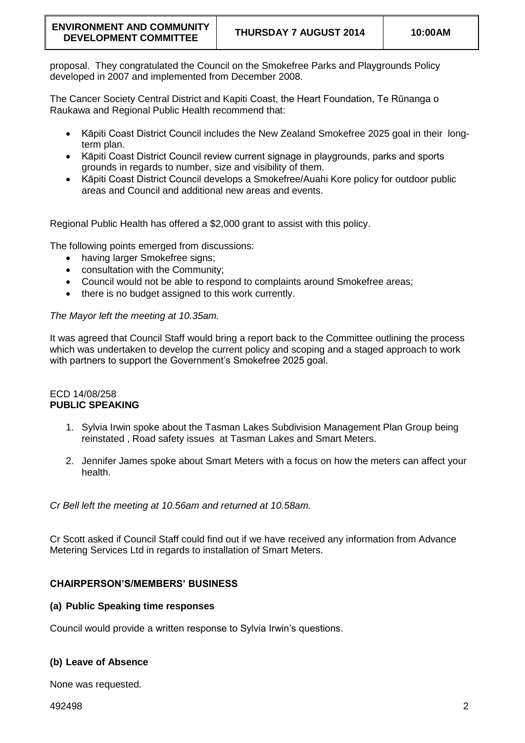proposal. They congratulated the Council on the Smokefree Parks and Playgrounds Policy developed in 2007 and implemented from December 2008.

The Cancer Society Central District and Kapiti Coast, the Heart Foundation, Te Rūnanga o Raukawa and Regional Public Health recommend that:

- Kāpiti Coast District Council includes the New Zealand Smokefree 2025 goal in their long-term plan.
- Kāpiti Coast District Council review current signage in playgrounds, parks and sports grounds in regards to number, size and visibility of them.
- Kāpiti Coast District Council develops a Smokefree/Auahi Kore policy for outdoor public areas and Council and additional new areas and events.

Regional Public Health has offered a $2,000 grant to assist with this policy.

The following points emerged from discussions:

- having larger Smokefree signs;
- consultation with the Community;
- Council would not be able to respond to complaints around Smokefree areas;
- there is no budget assigned to this work currently.

*The Mayor left the meeting at 10.35am.*

It was agreed that Council Staff would bring a report back to the Committee outlining the process which was undertaken to develop the current policy and scoping and a staged approach to work with partners to support the Government's Smokefree 2025 goal.

ECD 14/08/258
**PUBLIC SPEAKING**

1. Sylvia Irwin spoke about the Tasman Lakes Subdivision Management Plan Group being reinstated , Road safety issues at Tasman Lakes and Smart Meters.
2. Jennifer James spoke about Smart Meters with a focus on how the meters can affect your health.

*Cr Bell left the meeting at 10.56am and returned at 10.58am.*

Cr Scott asked if Council Staff could find out if we have received any information from Advance Metering Services Ltd in regards to installation of Smart Meters.

**CHAIRPERSON'S/MEMBERS' BUSINESS**

**(a) Public Speaking time responses**

Council would provide a written response to Sylvia Irwin's questions.

**(b) Leave of Absence**

None was requested.

492498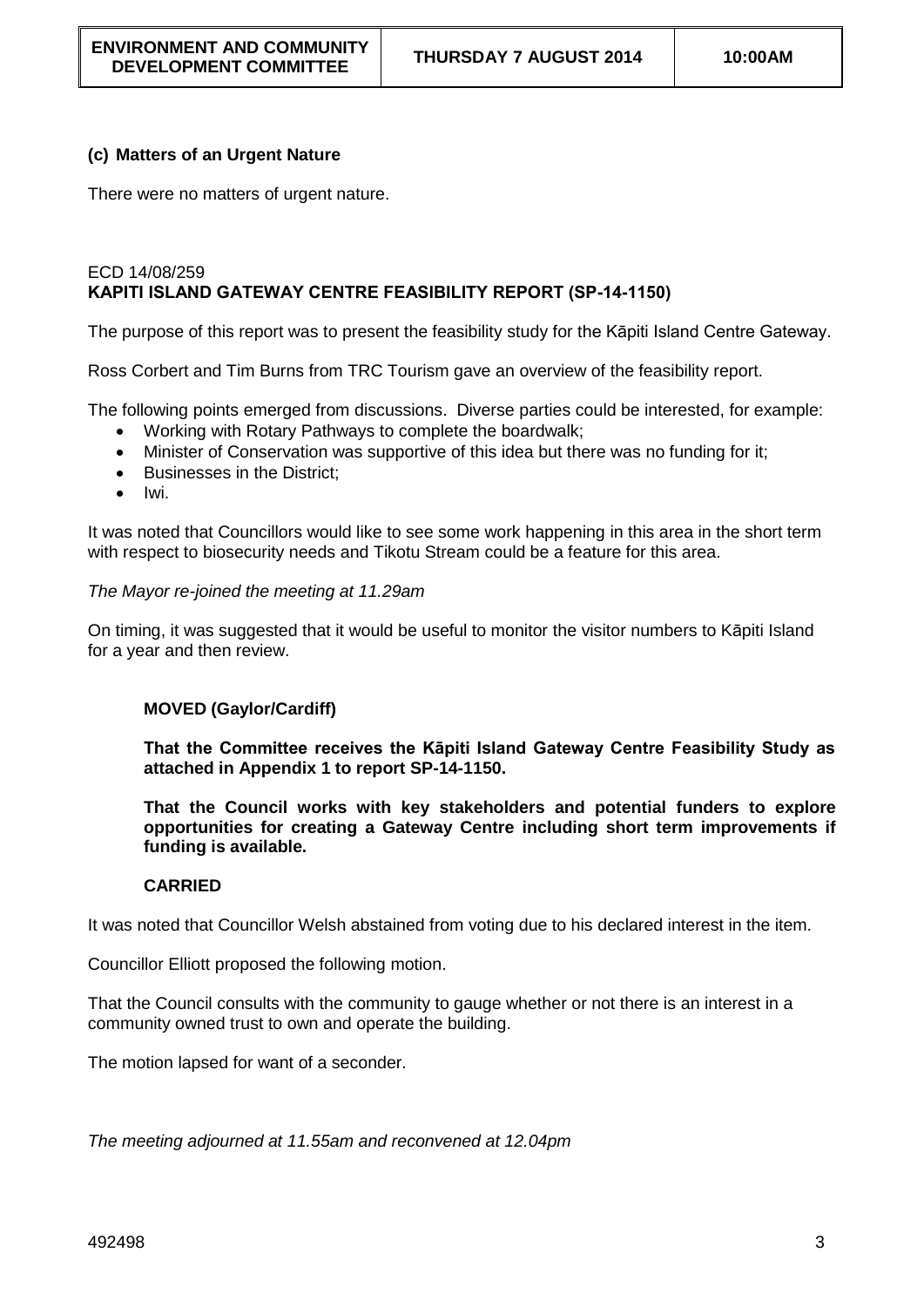### (c) Matters of an Urgent Nature

There were no matters of urgent nature.

ECD 14/08/259
**KAPITI ISLAND GATEWAY CENTRE FEASIBILITY REPORT (SP-14-1150)**

The purpose of this report was to present the feasibility study for the Kāpiti Island Centre Gateway.

Ross Corbert and Tim Burns from TRC Tourism gave an overview of the feasibility report.

The following points emerged from discussions. Diverse parties could be interested, for example:

- Working with Rotary Pathways to complete the boardwalk;
- Minister of Conservation was supportive of this idea but there was no funding for it;
- Businesses in the District;
- Iwi.

It was noted that Councillors would like to see some work happening in this area in the short term with respect to biosecurity needs and Tikotu Stream could be a feature for this area.

*The Mayor re-joined the meeting at 11.29am*

On timing, it was suggested that it would be useful to monitor the visitor numbers to Kāpiti Island for a year and then review.

**MOVED (Gaylor/Cardiff)**

**That the Committee receives the Kāpiti Island Gateway Centre Feasibility Study as attached in Appendix 1 to report SP-14-1150.**

**That the Council works with key stakeholders and potential funders to explore opportunities for creating a Gateway Centre including short term improvements if funding is available.**

**CARRIED**

It was noted that Councillor Welsh abstained from voting due to his declared interest in the item.

Councillor Elliott proposed the following motion.

That the Council consults with the community to gauge whether or not there is an interest in a community owned trust to own and operate the building.

The motion lapsed for want of a seconder.

*The meeting adjourned at 11.55am and reconvened at 12.04pm*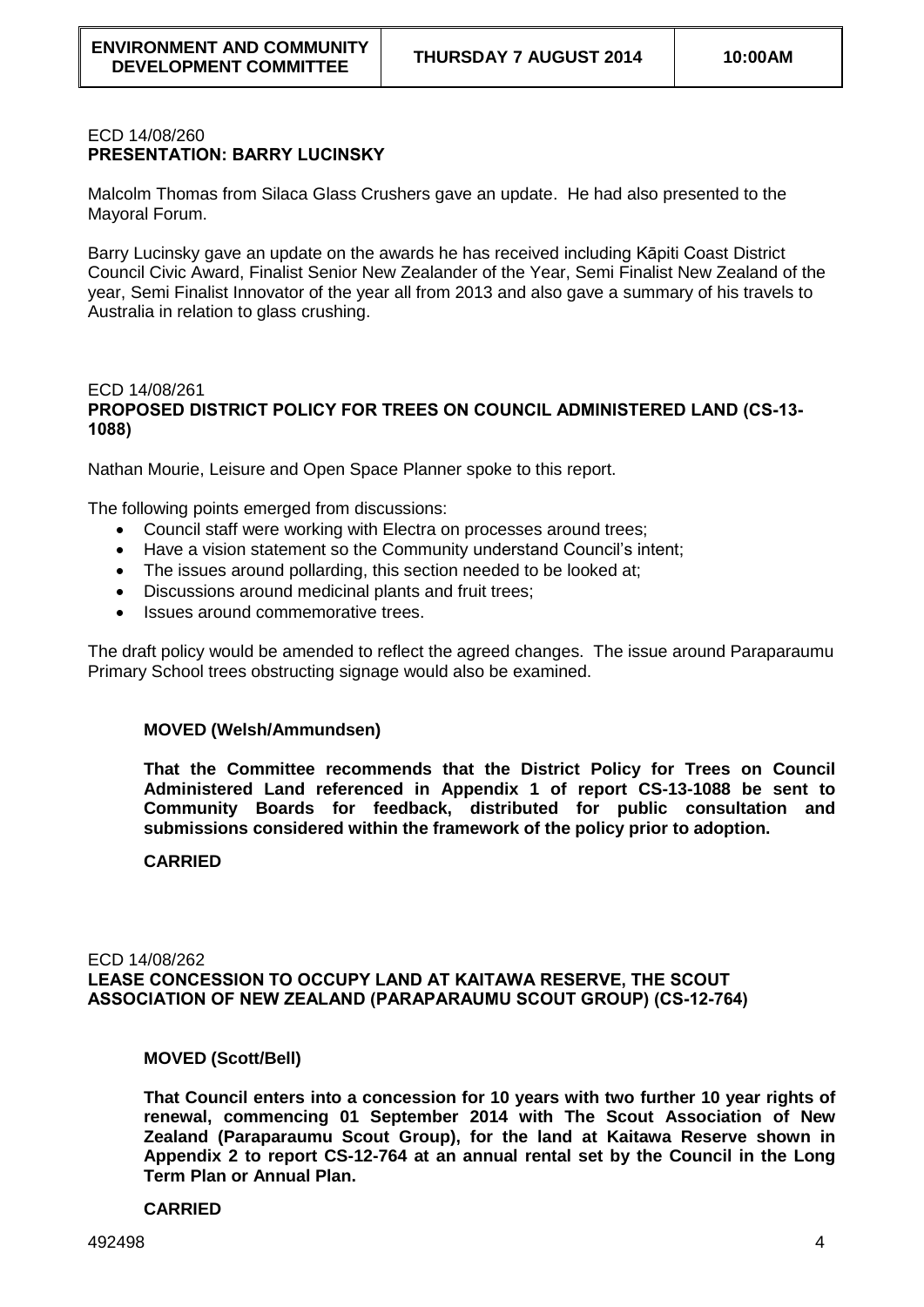ECD 14/08/260
**PRESENTATION: BARRY LUCINSKY**

Malcolm Thomas from Silaca Glass Crushers gave an update. He had also presented to the Mayoral Forum.

Barry Lucinsky gave an update on the awards he has received including Kāpiti Coast District Council Civic Award, Finalist Senior New Zealander of the Year, Semi Finalist New Zealand of the year, Semi Finalist Innovator of the year all from 2013 and also gave a summary of his travels to Australia in relation to glass crushing.

ECD 14/08/261
**PROPOSED DISTRICT POLICY FOR TREES ON COUNCIL ADMINISTERED LAND (CS-13-1088)**

Nathan Mourie, Leisure and Open Space Planner spoke to this report.

The following points emerged from discussions:

- Council staff were working with Electra on processes around trees;
- Have a vision statement so the Community understand Council's intent;
- The issues around pollarding, this section needed to be looked at;
- Discussions around medicinal plants and fruit trees;
- Issues around commemorative trees.

The draft policy would be amended to reflect the agreed changes. The issue around Paraparaumu Primary School trees obstructing signage would also be examined.

**MOVED (Welsh/Ammundsen)**

**That the Committee recommends that the District Policy for Trees on Council Administered Land referenced in Appendix 1 of report CS-13-1088 be sent to Community Boards for feedback, distributed for public consultation and submissions considered within the framework of the policy prior to adoption.**

**CARRIED**

ECD 14/08/262
**LEASE CONCESSION TO OCCUPY LAND AT KAITAWA RESERVE, THE SCOUT ASSOCIATION OF NEW ZEALAND (PARAPARAUMU SCOUT GROUP) (CS-12-764)**

**MOVED (Scott/Bell)**

**That Council enters into a concession for 10 years with two further 10 year rights of renewal, commencing 01 September 2014 with The Scout Association of New Zealand (Paraparaumu Scout Group), for the land at Kaitawa Reserve shown in Appendix 2 to report CS-12-764 at an annual rental set by the Council in the Long Term Plan or Annual Plan.**

**CARRIED**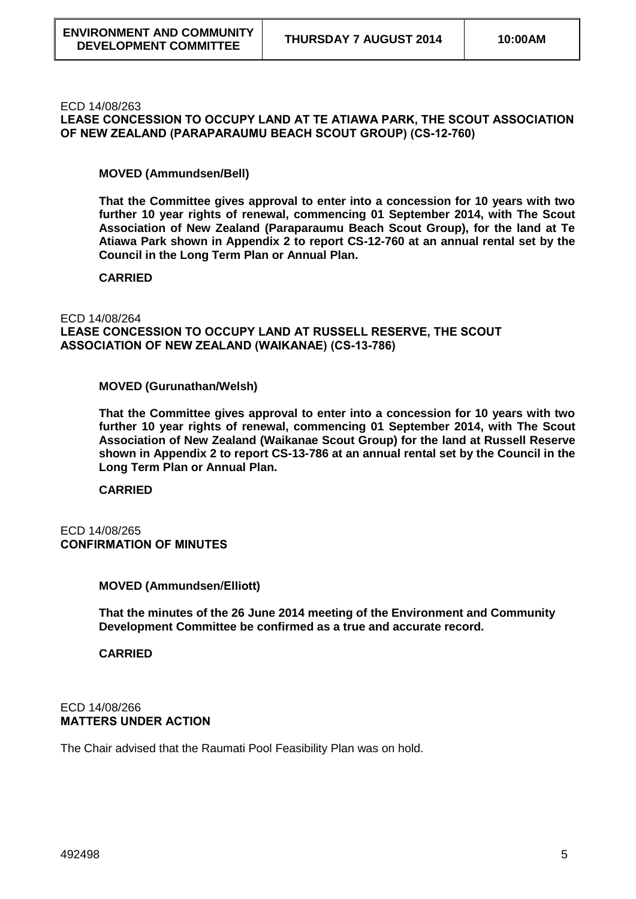ECD 14/08/263
**LEASE CONCESSION TO OCCUPY LAND AT TE ATIAWA PARK, THE SCOUT ASSOCIATION OF NEW ZEALAND (PARAPARAUMU BEACH SCOUT GROUP) (CS-12-760)**

**MOVED (Ammundsen/Bell)**

**That the Committee gives approval to enter into a concession for 10 years with two further 10 year rights of renewal, commencing 01 September 2014, with The Scout Association of New Zealand (Paraparaumu Beach Scout Group), for the land at Te Atiawa Park shown in Appendix 2 to report CS-12-760 at an annual rental set by the Council in the Long Term Plan or Annual Plan.**

**CARRIED**

ECD 14/08/264
**LEASE CONCESSION TO OCCUPY LAND AT RUSSELL RESERVE, THE SCOUT ASSOCIATION OF NEW ZEALAND (WAIKANAE) (CS-13-786)**

**MOVED (Gurunathan/Welsh)**

**That the Committee gives approval to enter into a concession for 10 years with two further 10 year rights of renewal, commencing 01 September 2014, with The Scout Association of New Zealand (Waikanae Scout Group) for the land at Russell Reserve shown in Appendix 2 to report CS-13-786 at an annual rental set by the Council in the Long Term Plan or Annual Plan.**

**CARRIED**

ECD 14/08/265
**CONFIRMATION OF MINUTES**

**MOVED (Ammundsen/Elliott)**

**That the minutes of the 26 June 2014 meeting of the Environment and Community Development Committee be confirmed as a true and accurate record.**

**CARRIED**

ECD 14/08/266
**MATTERS UNDER ACTION**

The Chair advised that the Raumati Pool Feasibility Plan was on hold.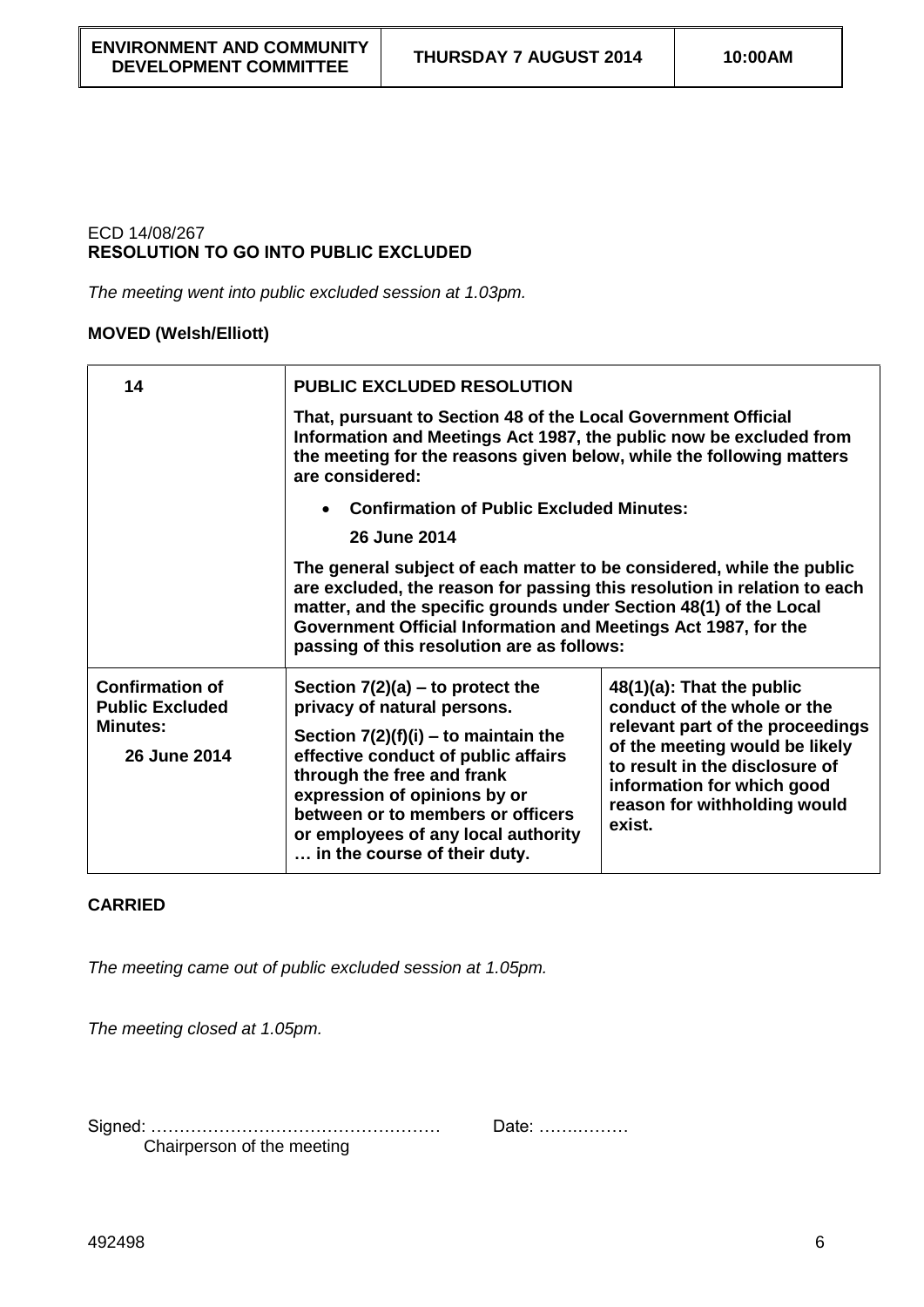ECD 14/08/267
**RESOLUTION TO GO INTO PUBLIC EXCLUDED**

*The meeting went into public excluded session at 1.03pm.*

**MOVED (Welsh/Elliott)**

| | | |
|---|---|---|
| **14** | **PUBLIC EXCLUDED RESOLUTION**<br><br>**That, pursuant to Section 48 of the Local Government Official Information and Meetings Act 1987, the public now be excluded from the meeting for the reasons given below, while the following matters are considered:**<br><br>• **Confirmation of Public Excluded Minutes:**<br>**26 June 2014**<br><br>**The general subject of each matter to be considered, while the public are excluded, the reason for passing this resolution in relation to each matter, and the specific grounds under Section 48(1) of the Local Government Official Information and Meetings Act 1987, for the passing of this resolution are as follows:** | |
| **Confirmation of Public Excluded Minutes:**<br><br>**26 June 2014** | **Section 7(2)(a) – to protect the privacy of natural persons.**<br><br>**Section 7(2)(f)(i) – to maintain the effective conduct of public affairs through the free and frank expression of opinions by or between or to members or officers or employees of any local authority … in the course of their duty.** | **48(1)(a): That the public conduct of the whole or the relevant part of the proceedings of the meeting would be likely to result in the disclosure of information for which good reason for withholding would exist.** |

**CARRIED**

*The meeting came out of public excluded session at 1.05pm.*

*The meeting closed at 1.05pm.*

Signed: …………………………………………… Date: ……………
Chairperson of the meeting

492498